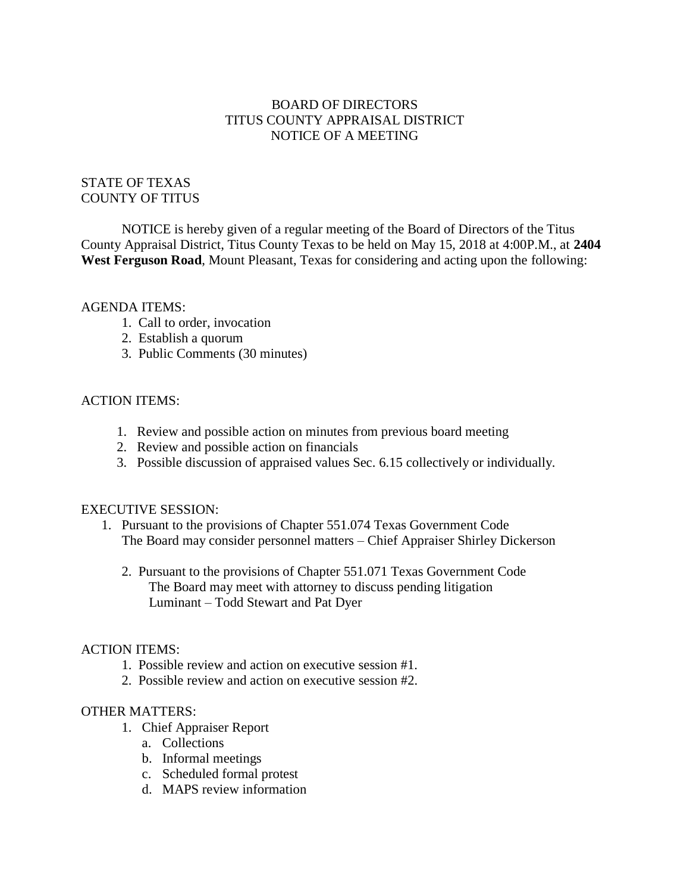# BOARD OF DIRECTORS
# TITUS COUNTY APPRAISAL DISTRICT
# NOTICE OF A MEETING

STATE OF TEXAS
COUNTY OF TITUS

NOTICE is hereby given of a regular meeting of the Board of Directors of the Titus County Appraisal District, Titus County Texas to be held on May 15, 2018 at 4:00P.M., at **2404 West Ferguson Road**, Mount Pleasant, Texas for considering and acting upon the following:

AGENDA ITEMS:

1. Call to order, invocation
2. Establish a quorum
3. Public Comments (30 minutes)

ACTION ITEMS:

1. Review and possible action on minutes from previous board meeting
2. Review and possible action on financials
3. Possible discussion of appraised values Sec. 6.15 collectively or individually.

EXECUTIVE SESSION:

1. Pursuant to the provisions of Chapter 551.074 Texas Government Code
   The Board may consider personnel matters – Chief Appraiser Shirley Dickerson

2. Pursuant to the provisions of Chapter 551.071 Texas Government Code
   The Board may meet with attorney to discuss pending litigation
   Luminant – Todd Stewart and Pat Dyer

ACTION ITEMS:

1. Possible review and action on executive session #1.
2. Possible review and action on executive session #2.

OTHER MATTERS:

1. Chief Appraiser Report
   a. Collections
   b. Informal meetings
   c. Scheduled formal protest
   d. MAPS review information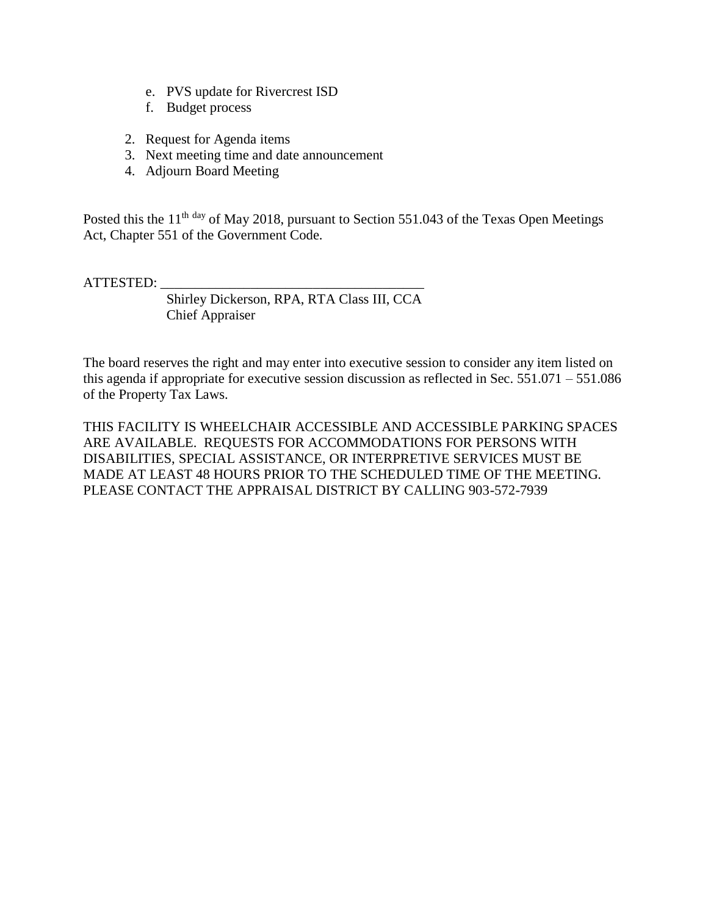e. PVS update for Rivercrest ISD
   f. Budget process

2. Request for Agenda items
3. Next meeting time and date announcement
4. Adjourn Board Meeting

Posted this the 11th day of May 2018, pursuant to Section 551.043 of the Texas Open Meetings Act, Chapter 551 of the Government Code.

ATTESTED: ______________________________________
Shirley Dickerson, RPA, RTA Class III, CCA
Chief Appraiser

The board reserves the right and may enter into executive session to consider any item listed on this agenda if appropriate for executive session discussion as reflected in Sec. 551.071 – 551.086 of the Property Tax Laws.

THIS FACILITY IS WHEELCHAIR ACCESSIBLE AND ACCESSIBLE PARKING SPACES ARE AVAILABLE. REQUESTS FOR ACCOMMODATIONS FOR PERSONS WITH DISABILITIES, SPECIAL ASSISTANCE, OR INTERPRETIVE SERVICES MUST BE MADE AT LEAST 48 HOURS PRIOR TO THE SCHEDULED TIME OF THE MEETING. PLEASE CONTACT THE APPRAISAL DISTRICT BY CALLING 903-572-7939